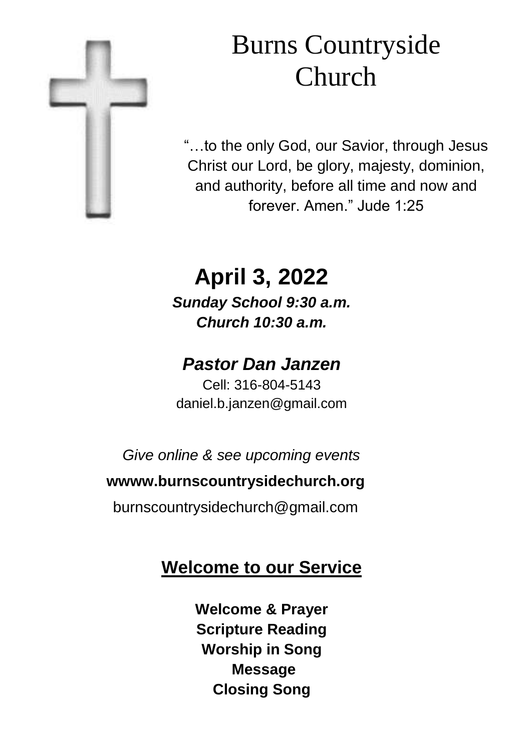# Burns Countryside Church

"…to the only God, our Savior, through Jesus Christ our Lord, be glory, majesty, dominion, and authority, before all time and now and forever. Amen." Jude 1:25

## April 3, 2022

***Sunday School 9:30 a.m.***
***Church 10:30 a.m.***

### *Pastor Dan Janzen*

Cell: 316-804-5143
daniel.b.janzen@gmail.com

*Give online & see upcoming events*

**wwww.burnscountrysidechurch.org**

burnscountrysidechurch@gmail.com

## Welcome to our Service

**Welcome & Prayer**
**Scripture Reading**
**Worship in Song**
**Message**
**Closing Song**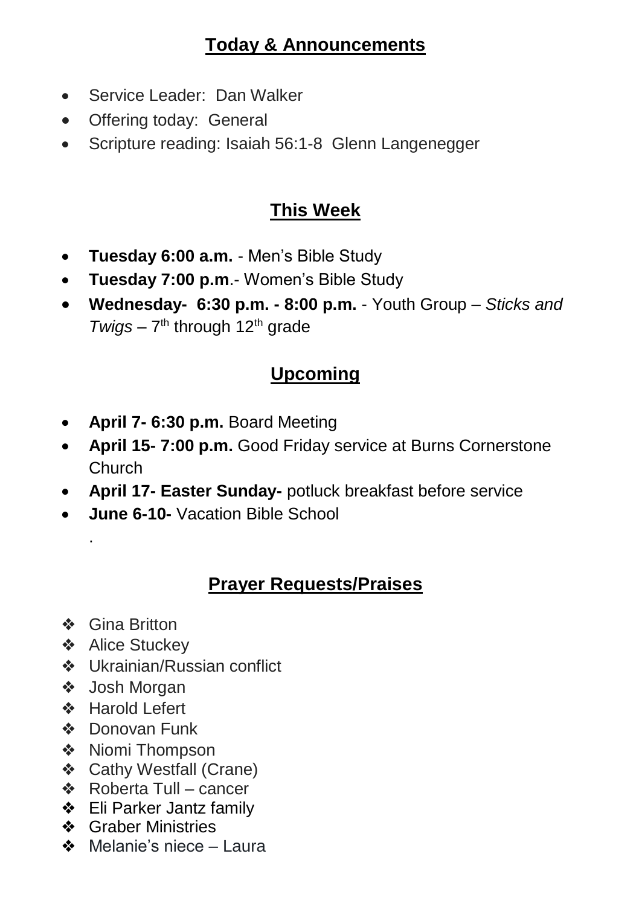## Today & Announcements

- Service Leader: Dan Walker
- Offering today: General
- Scripture reading: Isaiah 56:1-8 Glenn Langenegger

## This Week

- **Tuesday 6:00 a.m.** - Men's Bible Study
- **Tuesday 7:00 p.m**.- Women's Bible Study
- **Wednesday- 6:30 p.m. - 8:00 p.m.** - Youth Group – *Sticks and Twigs* – 7th through 12th grade

## Upcoming

- **April 7- 6:30 p.m.** Board Meeting
- **April 15- 7:00 p.m.** Good Friday service at Burns Cornerstone Church
- **April 17- Easter Sunday-** potluck breakfast before service
- **June 6-10-** Vacation Bible School

.

## Prayer Requests/Praises

- Gina Britton
- Alice Stuckey
- Ukrainian/Russian conflict
- Josh Morgan
- Harold Lefert
- Donovan Funk
- Niomi Thompson
- Cathy Westfall (Crane)
- Roberta Tull – cancer
- Eli Parker Jantz family
- Graber Ministries
- Melanie's niece – Laura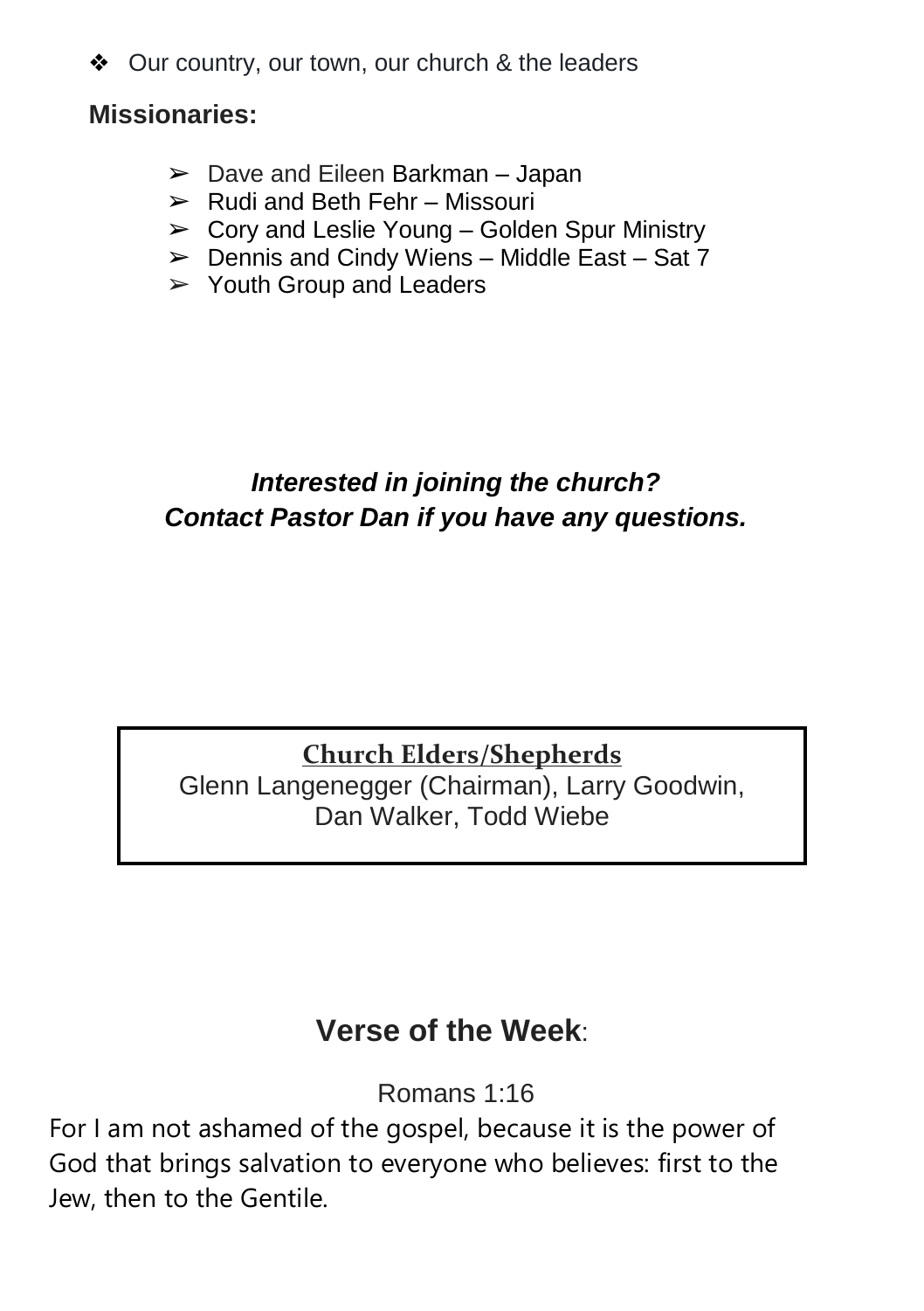- ❖ Our country, our town, our church & the leaders

**Missionaries:**

- ➢ Dave and Eileen Barkman – Japan
- ➢ Rudi and Beth Fehr – Missouri
- ➢ Cory and Leslie Young – Golden Spur Ministry
- ➢ Dennis and Cindy Wiens – Middle East – Sat 7
- ➢ Youth Group and Leaders

***Interested in joining the church?***
***Contact Pastor Dan if you have any questions.***

**Church Elders/Shepherds**

Glenn Langenegger (Chairman), Larry Goodwin, Dan Walker, Todd Wiebe

## **Verse of the Week**:

Romans 1:16

For I am not ashamed of the gospel, because it is the power of God that brings salvation to everyone who believes: first to the Jew, then to the Gentile.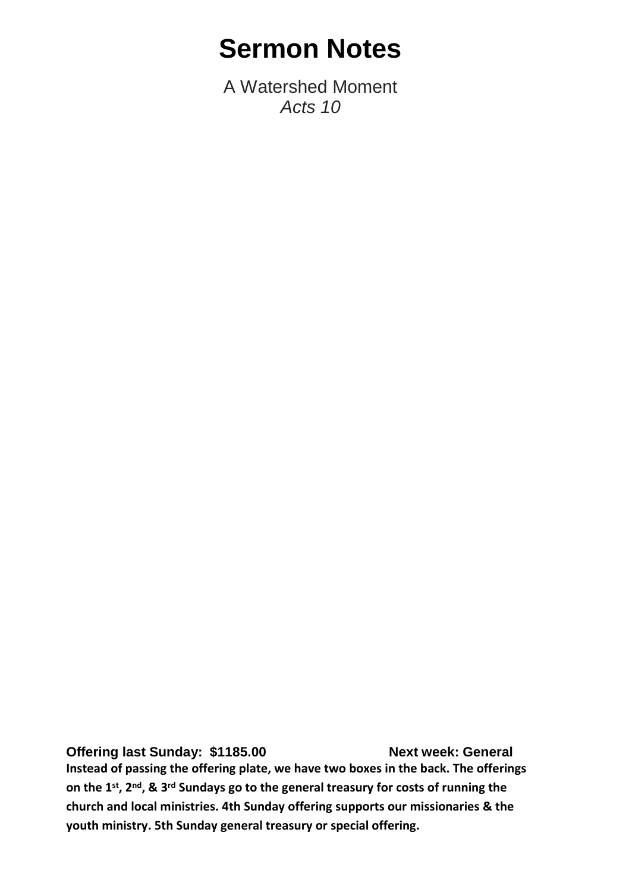# Sermon Notes

A Watershed Moment

*Acts 10*

**Offering last Sunday: $1185.00** **Next week: General**

**Instead of passing the offering plate, we have two boxes in the back. The offerings on the 1st, 2nd, & 3rd Sundays go to the general treasury for costs of running the church and local ministries. 4th Sunday offering supports our missionaries & the youth ministry. 5th Sunday general treasury or special offering.**